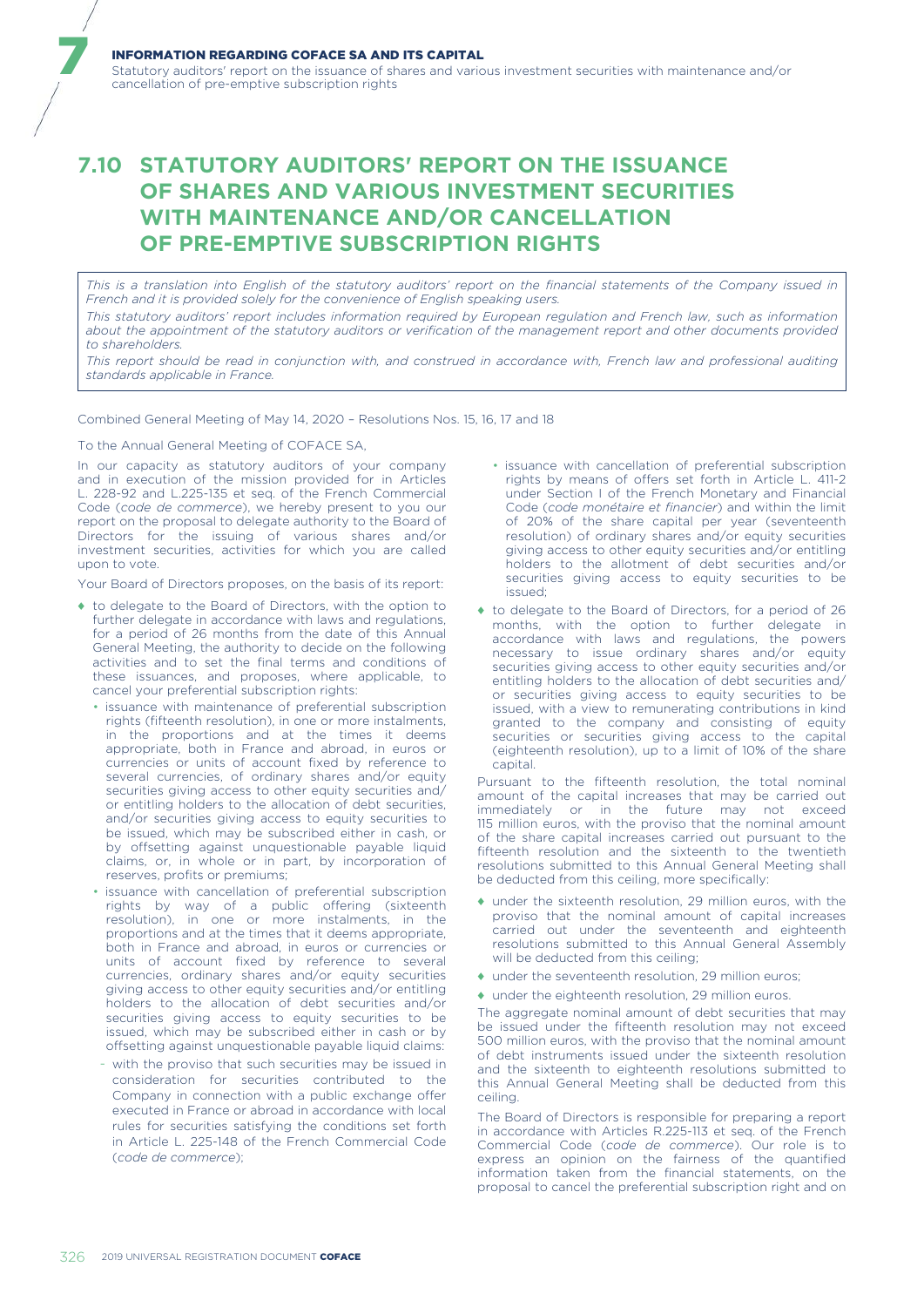# 7.10 STATUTORY AUDITORS' REPORT ON THE ISSUANCE OF SHARES AND VARIOUS INVESTMENT SECURITIES WITH MAINTENANCE AND/OR CANCELLATION OF PRE-EMPTIVE SUBSCRIPTION RIGHTS

*This is a translation into English of the statutory auditors' report on the financial statements of the Company issued in French and it is provided solely for the convenience of English speaking users.*

*This statutory auditors' report includes information required by European regulation and French law, such as information about the appointment of the statutory auditors or verification of the management report and other documents provided to shareholders.*

*This report should be read in conjunction with, and construed in accordance with, French law and professional auditing standards applicable in France.*

Combined General Meeting of May 14, 2020 – Resolutions Nos. 15, 16, 17 and 18

To the Annual General Meeting of COFACE SA,

In our capacity as statutory auditors of your company and in execution of the mission provided for in Articles L. 228-92 and L.225-135 et seq. of the French Commercial Code (*code de commerce*), we hereby present to you our report on the proposal to delegate authority to the Board of Directors for the issuing of various shares and/or investment securities, activities for which you are called upon to vote.

Your Board of Directors proposes, on the basis of its report:

- to delegate to the Board of Directors, with the option to further delegate in accordance with laws and regulations, for a period of 26 months from the date of this Annual General Meeting, the authority to decide on the following activities and to set the final terms and conditions of these issuances, and proposes, where applicable, to cancel your preferential subscription rights:
  - issuance with maintenance of preferential subscription rights (fifteenth resolution), in one or more instalments, in the proportions and at the times it deems appropriate, both in France and abroad, in euros or currencies or units of account fixed by reference to several currencies, of ordinary shares and/or equity securities giving access to other equity securities and/or entitling holders to the allocation of debt securities, and/or securities giving access to equity securities to be issued, which may be subscribed either in cash, or by offsetting against unquestionable payable liquid claims, or, in whole or in part, by incorporation of reserves, profits or premiums;
  - issuance with cancellation of preferential subscription rights by way of a public offering (sixteenth resolution), in one or more instalments, in the proportions and at the times that it deems appropriate, both in France and abroad, in euros or currencies or units of account fixed by reference to several currencies, ordinary shares and/or equity securities giving access to other equity securities and/or entitling holders to the allocation of debt securities and/or securities giving access to equity securities to be issued, which may be subscribed either in cash or by offsetting against unquestionable payable liquid claims:
    - with the proviso that such securities may be issued in consideration for securities contributed to the Company in connection with a public exchange offer executed in France or abroad in accordance with local rules for securities satisfying the conditions set forth in Article L. 225-148 of the French Commercial Code (*code de commerce*);
  - issuance with cancellation of preferential subscription rights by means of offers set forth in Article L. 411-2 under Section I of the French Monetary and Financial Code (*code monétaire et financier*) and within the limit of 20% of the share capital per year (seventeenth resolution) of ordinary shares and/or equity securities giving access to other equity securities and/or entitling holders to the allotment of debt securities and/or securities giving access to equity securities to be issued;
- to delegate to the Board of Directors, for a period of 26 months, with the option to further delegate in accordance with laws and regulations, the powers necessary to issue ordinary shares and/or equity securities giving access to other equity securities and/or entitling holders to the allocation of debt securities and/ or securities giving access to equity securities to be issued, with a view to remunerating contributions in kind granted to the company and consisting of equity securities or securities giving access to the capital (eighteenth resolution), up to a limit of 10% of the share capital.

Pursuant to the fifteenth resolution, the total nominal amount of the capital increases that may be carried out immediately or in the future may not exceed 115 million euros, with the proviso that the nominal amount of the share capital increases carried out pursuant to the fifteenth resolution and the sixteenth to the twentieth resolutions submitted to this Annual General Meeting shall be deducted from this ceiling, more specifically:

- under the sixteenth resolution, 29 million euros, with the proviso that the nominal amount of capital increases carried out under the seventeenth and eighteenth resolutions submitted to this Annual General Assembly will be deducted from this ceiling;
- under the seventeenth resolution, 29 million euros;
- under the eighteenth resolution, 29 million euros.

The aggregate nominal amount of debt securities that may be issued under the fifteenth resolution may not exceed 500 million euros, with the proviso that the nominal amount of debt instruments issued under the sixteenth resolution and the sixteenth to eighteenth resolutions submitted to this Annual General Meeting shall be deducted from this ceiling.

The Board of Directors is responsible for preparing a report in accordance with Articles R.225-113 et seq. of the French Commercial Code (*code de commerce*). Our role is to express an opinion on the fairness of the quantified information taken from the financial statements, on the proposal to cancel the preferential subscription right and on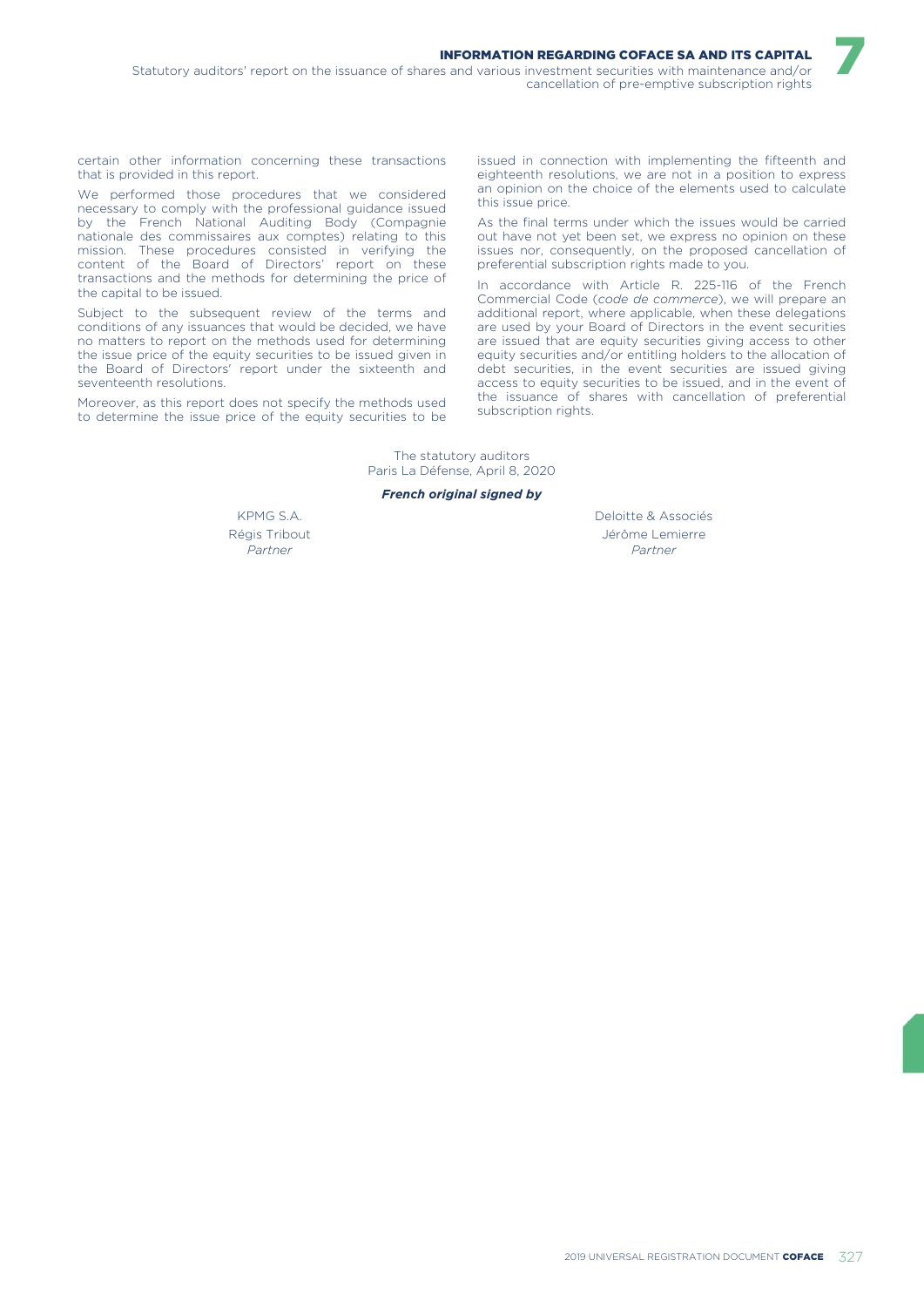certain other information concerning these transactions that is provided in this report.

We performed those procedures that we considered necessary to comply with the professional guidance issued by the French National Auditing Body (Compagnie nationale des commissaires aux comptes) relating to this mission. These procedures consisted in verifying the content of the Board of Directors' report on these transactions and the methods for determining the price of the capital to be issued.

Subject to the subsequent review of the terms and conditions of any issuances that would be decided, we have no matters to report on the methods used for determining the issue price of the equity securities to be issued given in the Board of Directors' report under the sixteenth and seventeenth resolutions.

Moreover, as this report does not specify the methods used to determine the issue price of the equity securities to be issued in connection with implementing the fifteenth and eighteenth resolutions, we are not in a position to express an opinion on the choice of the elements used to calculate this issue price.

As the final terms under which the issues would be carried out have not yet been set, we express no opinion on these issues nor, consequently, on the proposed cancellation of preferential subscription rights made to you.

In accordance with Article R. 225-116 of the French Commercial Code (*code de commerce*), we will prepare an additional report, where applicable, when these delegations are used by your Board of Directors in the event securities are issued that are equity securities giving access to other equity securities and/or entitling holders to the allocation of debt securities, in the event securities are issued giving access to equity securities to be issued, and in the event of the issuance of shares with cancellation of preferential subscription rights.

The statutory auditors
Paris La Défense, April 8, 2020

***French original signed by***

| | |
|---|---|
| KPMG S.A. | Deloitte & Associés |
| Régis Tribout | Jérôme Lemierre |
| *Partner* | *Partner* |